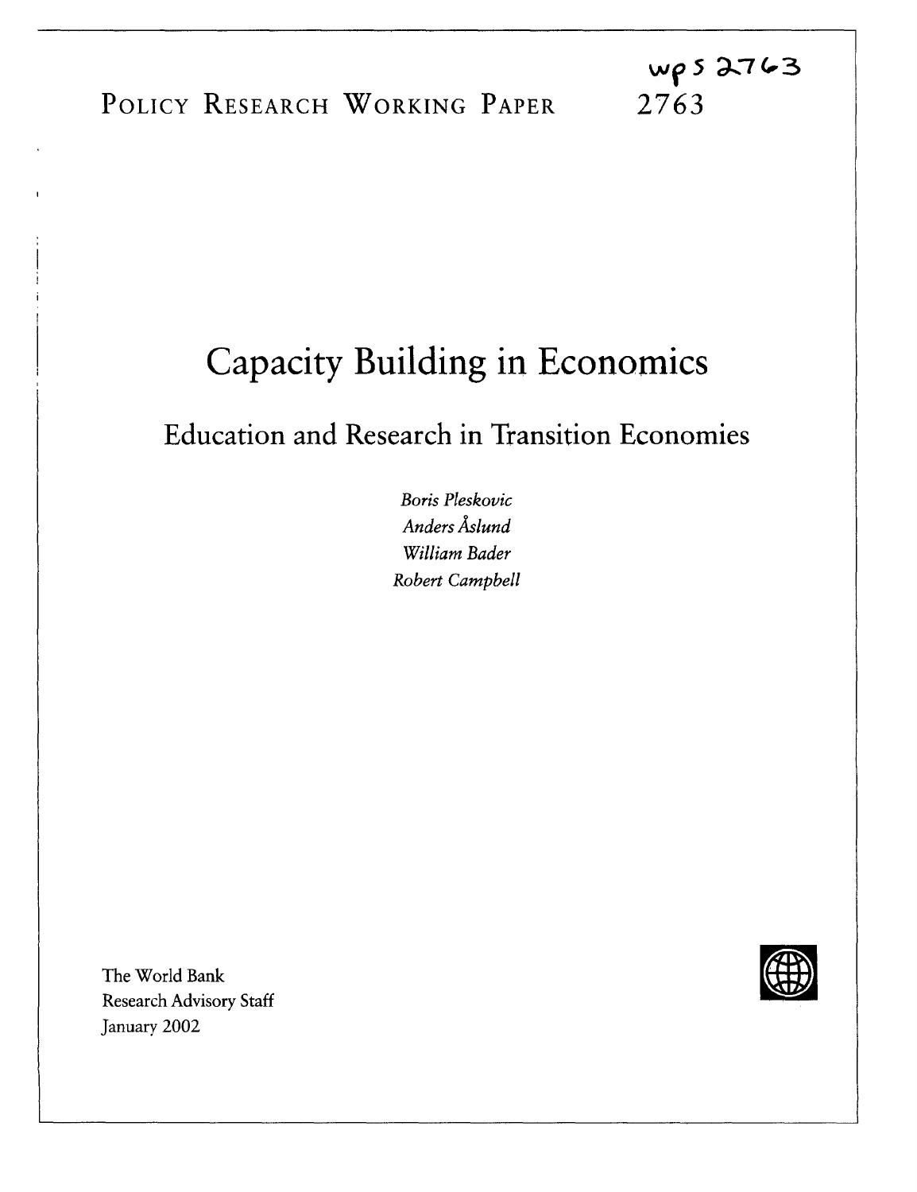wps 2763

POLICY RESEARCH WORKING PAPER 2763

# Capacity Building in Economics

## Education and Research in Transition Economies

*Boris Pleskovic*
*Anders Åslund*
*William Bader*
*Robert Campbell*

The World Bank
Research Advisory Staff
January 2002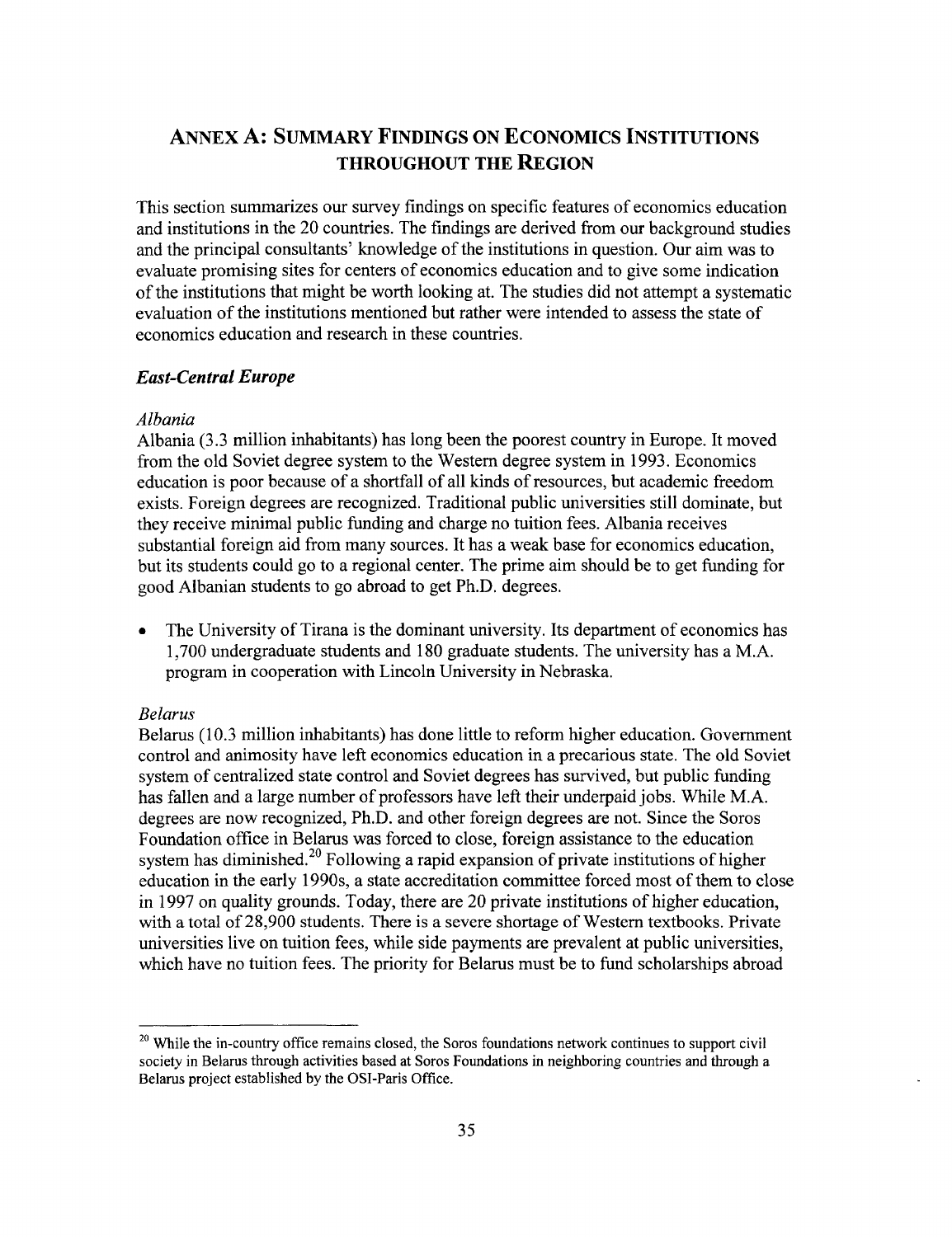# ANNEX A: SUMMARY FINDINGS ON ECONOMICS INSTITUTIONS THROUGHOUT THE REGION

This section summarizes our survey findings on specific features of economics education and institutions in the 20 countries. The findings are derived from our background studies and the principal consultants' knowledge of the institutions in question. Our aim was to evaluate promising sites for centers of economics education and to give some indication of the institutions that might be worth looking at. The studies did not attempt a systematic evaluation of the institutions mentioned but rather were intended to assess the state of economics education and research in these countries.

## *East-Central Europe*

### *Albania*

Albania (3.3 million inhabitants) has long been the poorest country in Europe. It moved from the old Soviet degree system to the Western degree system in 1993. Economics education is poor because of a shortfall of all kinds of resources, but academic freedom exists. Foreign degrees are recognized. Traditional public universities still dominate, but they receive minimal public funding and charge no tuition fees. Albania receives substantial foreign aid from many sources. It has a weak base for economics education, but its students could go to a regional center. The prime aim should be to get funding for good Albanian students to go abroad to get Ph.D. degrees.

- The University of Tirana is the dominant university. Its department of economics has 1,700 undergraduate students and 180 graduate students. The university has a M.A. program in cooperation with Lincoln University in Nebraska.

### *Belarus*

Belarus (10.3 million inhabitants) has done little to reform higher education. Government control and animosity have left economics education in a precarious state. The old Soviet system of centralized state control and Soviet degrees has survived, but public funding has fallen and a large number of professors have left their underpaid jobs. While M.A. degrees are now recognized, Ph.D. and other foreign degrees are not. Since the Soros Foundation office in Belarus was forced to close, foreign assistance to the education system has diminished.[20] Following a rapid expansion of private institutions of higher education in the early 1990s, a state accreditation committee forced most of them to close in 1997 on quality grounds. Today, there are 20 private institutions of higher education, with a total of 28,900 students. There is a severe shortage of Western textbooks. Private universities live on tuition fees, while side payments are prevalent at public universities, which have no tuition fees. The priority for Belarus must be to fund scholarships abroad

[20] While the in-country office remains closed, the Soros foundations network continues to support civil society in Belarus through activities based at Soros Foundations in neighboring countries and through a Belarus project established by the OSI-Paris Office.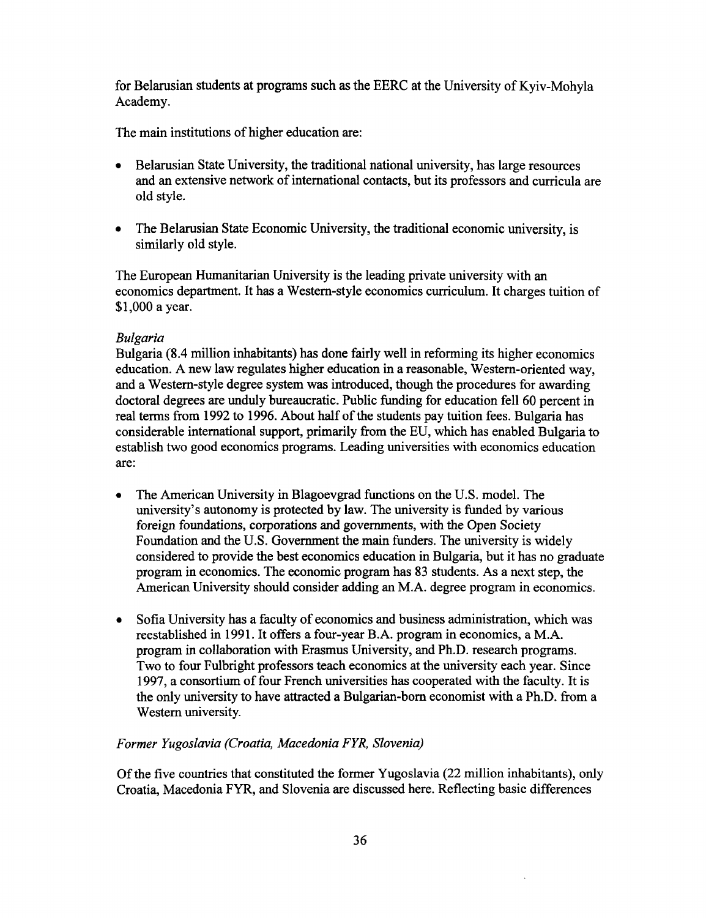for Belarusian students at programs such as the EERC at the University of Kyiv-Mohyla Academy.

The main institutions of higher education are:

- Belarusian State University, the traditional national university, has large resources and an extensive network of international contacts, but its professors and curricula are old style.

- The Belarusian State Economic University, the traditional economic university, is similarly old style.

The European Humanitarian University is the leading private university with an economics department. It has a Western-style economics curriculum. It charges tuition of $1,000 a year.

*Bulgaria*

Bulgaria (8.4 million inhabitants) has done fairly well in reforming its higher economics education. A new law regulates higher education in a reasonable, Western-oriented way, and a Western-style degree system was introduced, though the procedures for awarding doctoral degrees are unduly bureaucratic. Public funding for education fell 60 percent in real terms from 1992 to 1996. About half of the students pay tuition fees. Bulgaria has considerable international support, primarily from the EU, which has enabled Bulgaria to establish two good economics programs. Leading universities with economics education are:

- The American University in Blagoevgrad functions on the U.S. model. The university's autonomy is protected by law. The university is funded by various foreign foundations, corporations and governments, with the Open Society Foundation and the U.S. Government the main funders. The university is widely considered to provide the best economics education in Bulgaria, but it has no graduate program in economics. The economic program has 83 students. As a next step, the American University should consider adding an M.A. degree program in economics.

- Sofia University has a faculty of economics and business administration, which was reestablished in 1991. It offers a four-year B.A. program in economics, a M.A. program in collaboration with Erasmus University, and Ph.D. research programs. Two to four Fulbright professors teach economics at the university each year. Since 1997, a consortium of four French universities has cooperated with the faculty. It is the only university to have attracted a Bulgarian-born economist with a Ph.D. from a Western university.

*Former Yugoslavia (Croatia, Macedonia FYR, Slovenia)*

Of the five countries that constituted the former Yugoslavia (22 million inhabitants), only Croatia, Macedonia FYR, and Slovenia are discussed here. Reflecting basic differences